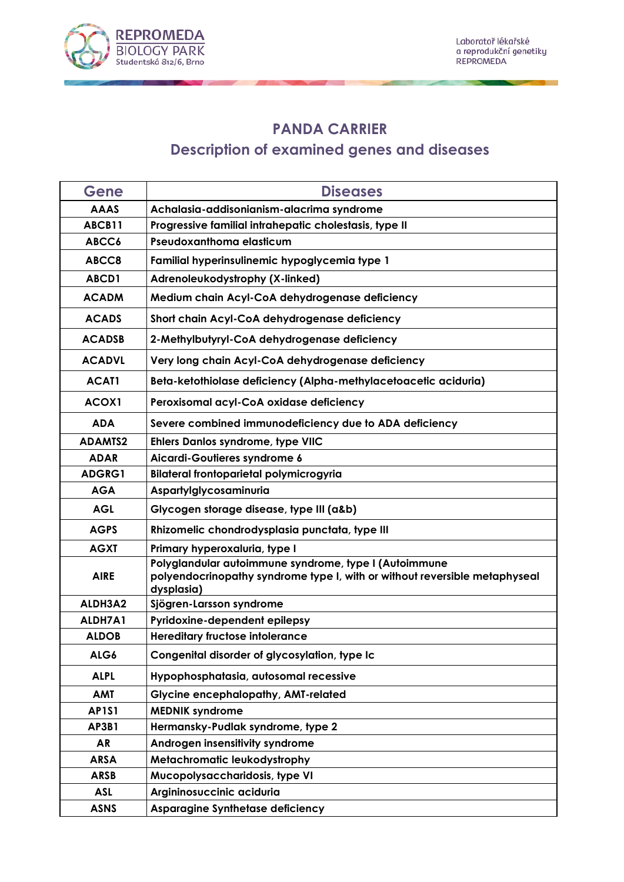# PANDA CARRIER

## Description of examined genes and diseases

| Gene | Diseases |
|---|---|
| AAAS | Achalasia-addisonianism-alacrima syndrome |
| ABCB11 | Progressive familial intrahepatic cholestasis, type II |
| ABCC6 | Pseudoxanthoma elasticum |
| ABCC8 | Familial hyperinsulinemic hypoglycemia type 1 |
| ABCD1 | Adrenoleukodystrophy (X-linked) |
| ACADM | Medium chain Acyl-CoA dehydrogenase deficiency |
| ACADS | Short chain Acyl-CoA dehydrogenase deficiency |
| ACADSB | 2-Methylbutyryl-CoA dehydrogenase deficiency |
| ACADVL | Very long chain Acyl-CoA dehydrogenase deficiency |
| ACAT1 | Beta-ketothiolase deficiency (Alpha-methylacetoacetic aciduria) |
| ACOX1 | Peroxisomal acyl-CoA oxidase deficiency |
| ADA | Severe combined immunodeficiency due to ADA deficiency |
| ADAMTS2 | Ehlers Danlos syndrome, type VIIC |
| ADAR | Aicardi-Goutieres syndrome 6 |
| ADGRG1 | Bilateral frontoparietal polymicrogyria |
| AGA | Aspartylglycosaminuria |
| AGL | Glycogen storage disease, type III (a&b) |
| AGPS | Rhizomelic chondrodysplasia punctata, type III |
| AGXT | Primary hyperoxaluria, type I |
| AIRE | Polyglandular autoimmune syndrome, type I (Autoimmune polyendocrinopathy syndrome type I, with or without reversible metaphyseal dysplasia) |
| ALDH3A2 | Sjögren-Larsson syndrome |
| ALDH7A1 | Pyridoxine-dependent epilepsy |
| ALDOB | Hereditary fructose intolerance |
| ALG6 | Congenital disorder of glycosylation, type Ic |
| ALPL | Hypophosphatasia, autosomal recessive |
| AMT | Glycine encephalopathy, AMT-related |
| AP1S1 | MEDNIK syndrome |
| AP3B1 | Hermansky-Pudlak syndrome, type 2 |
| AR | Androgen insensitivity syndrome |
| ARSA | Metachromatic leukodystrophy |
| ARSB | Mucopolysaccharidosis, type VI |
| ASL | Argininosuccinic aciduria |
| ASNS | Asparagine Synthetase deficiency |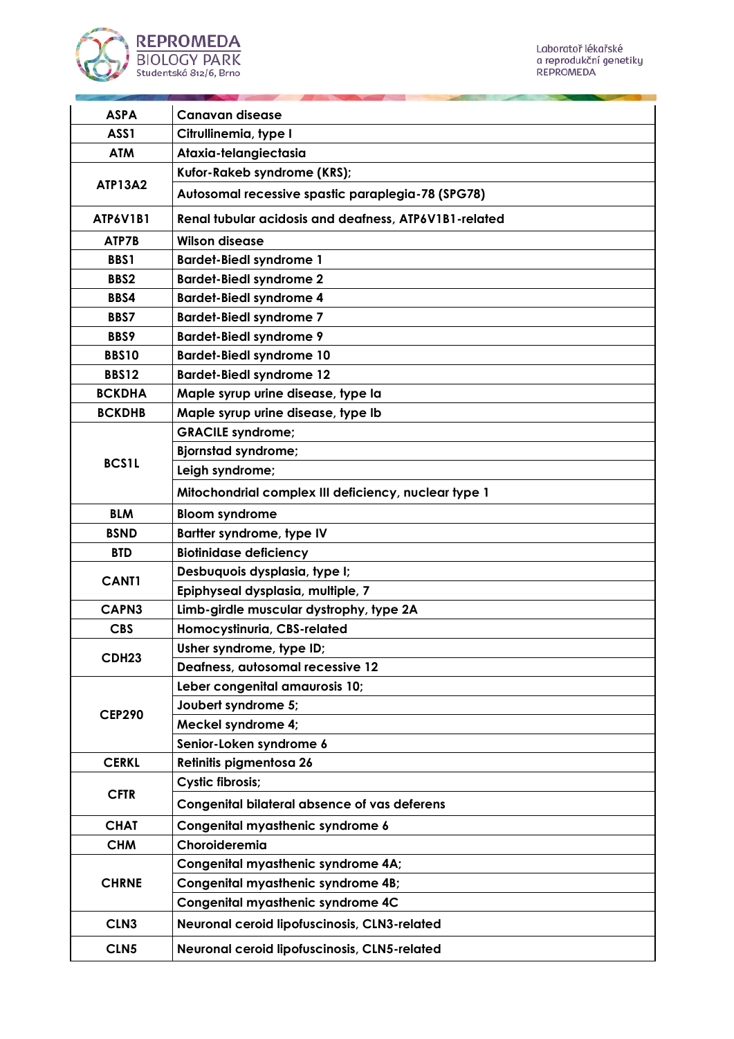| ASPA | Canavan disease |
|---|---|
| ASS1 | Citrullinemia, type I |
| ATM | Ataxia-telangiectasia |
| ATP13A2 | Kufor-Rakeb syndrome (KRS); |
| | Autosomal recessive spastic paraplegia-78 (SPG78) |
| ATP6V1B1 | Renal tubular acidosis and deafness, ATP6V1B1-related |
| ATP7B | Wilson disease |
| BBS1 | Bardet-Biedl syndrome 1 |
| BBS2 | Bardet-Biedl syndrome 2 |
| BBS4 | Bardet-Biedl syndrome 4 |
| BBS7 | Bardet-Biedl syndrome 7 |
| BBS9 | Bardet-Biedl syndrome 9 |
| BBS10 | Bardet-Biedl syndrome 10 |
| BBS12 | Bardet-Biedl syndrome 12 |
| BCKDHA | Maple syrup urine disease, type Ia |
| BCKDHB | Maple syrup urine disease, type Ib |
| BCS1L | GRACILE syndrome; |
| | Bjornstad syndrome; |
| | Leigh syndrome; |
| | Mitochondrial complex III deficiency, nuclear type 1 |
| BLM | Bloom syndrome |
| BSND | Bartter syndrome, type IV |
| BTD | Biotinidase deficiency |
| CANT1 | Desbuquois dysplasia, type I; |
| | Epiphyseal dysplasia, multiple, 7 |
| CAPN3 | Limb-girdle muscular dystrophy, type 2A |
| CBS | Homocystinuria, CBS-related |
| CDH23 | Usher syndrome, type ID; |
| | Deafness, autosomal recessive 12 |
| CEP290 | Leber congenital amaurosis 10; |
| | Joubert syndrome 5; |
| | Meckel syndrome 4; |
| | Senior-Loken syndrome 6 |
| CERKL | Retinitis pigmentosa 26 |
| CFTR | Cystic fibrosis; |
| | Congenital bilateral absence of vas deferens |
| CHAT | Congenital myasthenic syndrome 6 |
| CHM | Choroideremia |
| CHRNE | Congenital myasthenic syndrome 4A; |
| | Congenital myasthenic syndrome 4B; |
| | Congenital myasthenic syndrome 4C |
| CLN3 | Neuronal ceroid lipofuscinosis, CLN3-related |
| CLN5 | Neuronal ceroid lipofuscinosis, CLN5-related |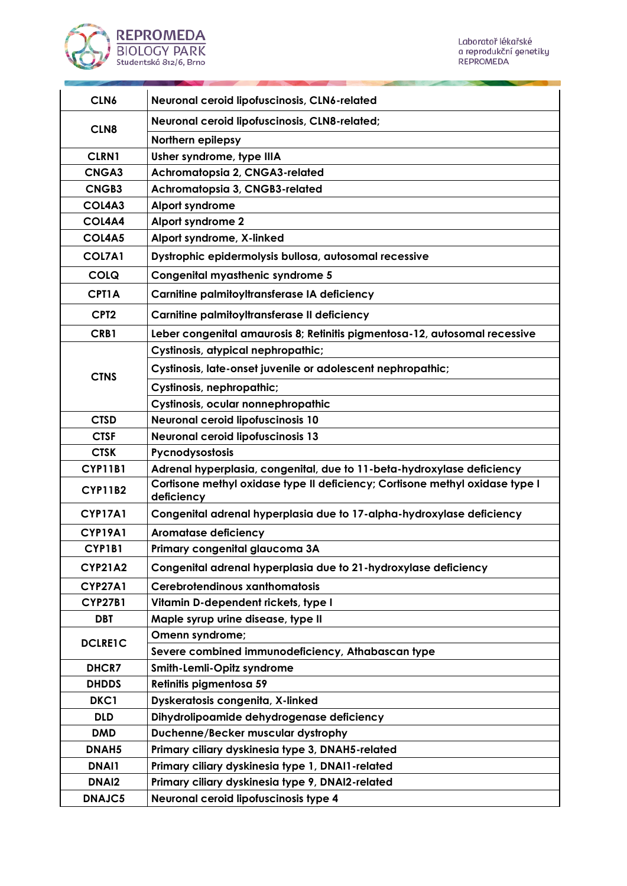| | |
|---|---|
| **CLN6** | **Neuronal ceroid lipofuscinosis, CLN6-related** |
| **CLN8** | **Neuronal ceroid lipofuscinosis, CLN8-related;** |
| | **Northern epilepsy** |
| **CLRN1** | **Usher syndrome, type IIIA** |
| **CNGA3** | **Achromatopsia 2, CNGA3-related** |
| **CNGB3** | **Achromatopsia 3, CNGB3-related** |
| **COL4A3** | **Alport syndrome** |
| **COL4A4** | **Alport syndrome 2** |
| **COL4A5** | **Alport syndrome, X-linked** |
| **COL7A1** | **Dystrophic epidermolysis bullosa, autosomal recessive** |
| **COLQ** | **Congenital myasthenic syndrome 5** |
| **CPT1A** | **Carnitine palmitoyltransferase IA deficiency** |
| **CPT2** | **Carnitine palmitoyltransferase II deficiency** |
| **CRB1** | **Leber congenital amaurosis 8; Retinitis pigmentosa-12, autosomal recessive** |
| **CTNS** | **Cystinosis, atypical nephropathic;** |
| | **Cystinosis, late-onset juvenile or adolescent nephropathic;** |
| | **Cystinosis, nephropathic;** |
| | **Cystinosis, ocular nonnephropathic** |
| **CTSD** | **Neuronal ceroid lipofuscinosis 10** |
| **CTSF** | **Neuronal ceroid lipofuscinosis 13** |
| **CTSK** | **Pycnodysostosis** |
| **CYP11B1** | **Adrenal hyperplasia, congenital, due to 11-beta-hydroxylase deficiency** |
| **CYP11B2** | **Cortisone methyl oxidase type II deficiency; Cortisone methyl oxidase type I deficiency** |
| **CYP17A1** | **Congenital adrenal hyperplasia due to 17-alpha-hydroxylase deficiency** |
| **CYP19A1** | **Aromatase deficiency** |
| **CYP1B1** | **Primary congenital glaucoma 3A** |
| **CYP21A2** | **Congenital adrenal hyperplasia due to 21-hydroxylase deficiency** |
| **CYP27A1** | **Cerebrotendinous xanthomatosis** |
| **CYP27B1** | **Vitamin D-dependent rickets, type I** |
| **DBT** | **Maple syrup urine disease, type II** |
| **DCLRE1C** | **Omenn syndrome;** |
| | **Severe combined immunodeficiency, Athabascan type** |
| **DHCR7** | **Smith-Lemli-Opitz syndrome** |
| **DHDDS** | **Retinitis pigmentosa 59** |
| **DKC1** | **Dyskeratosis congenita, X-linked** |
| **DLD** | **Dihydrolipoamide dehydrogenase deficiency** |
| **DMD** | **Duchenne/Becker muscular dystrophy** |
| **DNAH5** | **Primary ciliary dyskinesia type 3, DNAH5-related** |
| **DNAI1** | **Primary ciliary dyskinesia type 1, DNAI1-related** |
| **DNAI2** | **Primary ciliary dyskinesia type 9, DNAI2-related** |
| **DNAJC5** | **Neuronal ceroid lipofuscinosis type 4** |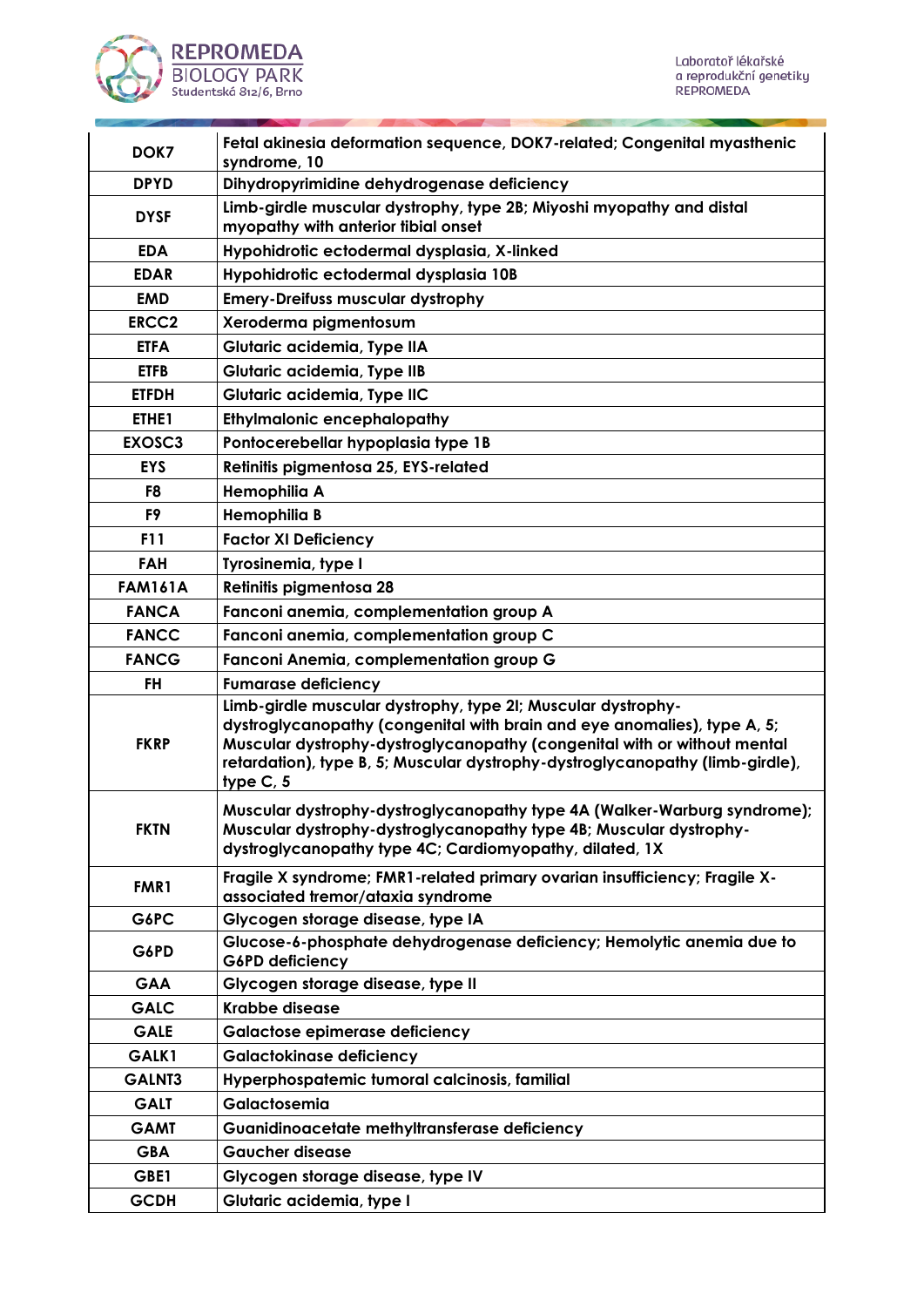| | |
|---|---|
| **DOK7** | **Fetal akinesia deformation sequence, DOK7-related; Congenital myasthenic syndrome, 10** |
| **DPYD** | **Dihydropyrimidine dehydrogenase deficiency** |
| **DYSF** | **Limb-girdle muscular dystrophy, type 2B; Miyoshi myopathy and distal myopathy with anterior tibial onset** |
| **EDA** | **Hypohidrotic ectodermal dysplasia, X-linked** |
| **EDAR** | **Hypohidrotic ectodermal dysplasia 10B** |
| **EMD** | **Emery-Dreifuss muscular dystrophy** |
| **ERCC2** | **Xeroderma pigmentosum** |
| **ETFA** | **Glutaric acidemia, Type IIA** |
| **ETFB** | **Glutaric acidemia, Type IIB** |
| **ETFDH** | **Glutaric acidemia, Type IIC** |
| **ETHE1** | **Ethylmalonic encephalopathy** |
| **EXOSC3** | **Pontocerebellar hypoplasia type 1B** |
| **EYS** | **Retinitis pigmentosa 25, EYS-related** |
| **F8** | **Hemophilia A** |
| **F9** | **Hemophilia B** |
| **F11** | **Factor XI Deficiency** |
| **FAH** | **Tyrosinemia, type I** |
| **FAM161A** | **Retinitis pigmentosa 28** |
| **FANCA** | **Fanconi anemia, complementation group A** |
| **FANCC** | **Fanconi anemia, complementation group C** |
| **FANCG** | **Fanconi Anemia, complementation group G** |
| **FH** | **Fumarase deficiency** |
| **FKRP** | **Limb-girdle muscular dystrophy, type 2I; Muscular dystrophy-dystroglycanopathy (congenital with brain and eye anomalies), type A, 5; Muscular dystrophy-dystroglycanopathy (congenital with or without mental retardation), type B, 5; Muscular dystrophy-dystroglycanopathy (limb-girdle), type C, 5** |
| **FKTN** | **Muscular dystrophy-dystroglycanopathy type 4A (Walker-Warburg syndrome); Muscular dystrophy-dystroglycanopathy type 4B; Muscular dystrophy-dystroglycanopathy type 4C; Cardiomyopathy, dilated, 1X** |
| **FMR1** | **Fragile X syndrome; FMR1-related primary ovarian insufficiency; Fragile X-associated tremor/ataxia syndrome** |
| **G6PC** | **Glycogen storage disease, type IA** |
| **G6PD** | **Glucose-6-phosphate dehydrogenase deficiency; Hemolytic anemia due to G6PD deficiency** |
| **GAA** | **Glycogen storage disease, type II** |
| **GALC** | **Krabbe disease** |
| **GALE** | **Galactose epimerase deficiency** |
| **GALK1** | **Galactokinase deficiency** |
| **GALNT3** | **Hyperphospatemic tumoral calcinosis, familial** |
| **GALT** | **Galactosemia** |
| **GAMT** | **Guanidinoacetate methyltransferase deficiency** |
| **GBA** | **Gaucher disease** |
| **GBE1** | **Glycogen storage disease, type IV** |
| **GCDH** | **Glutaric acidemia, type I** |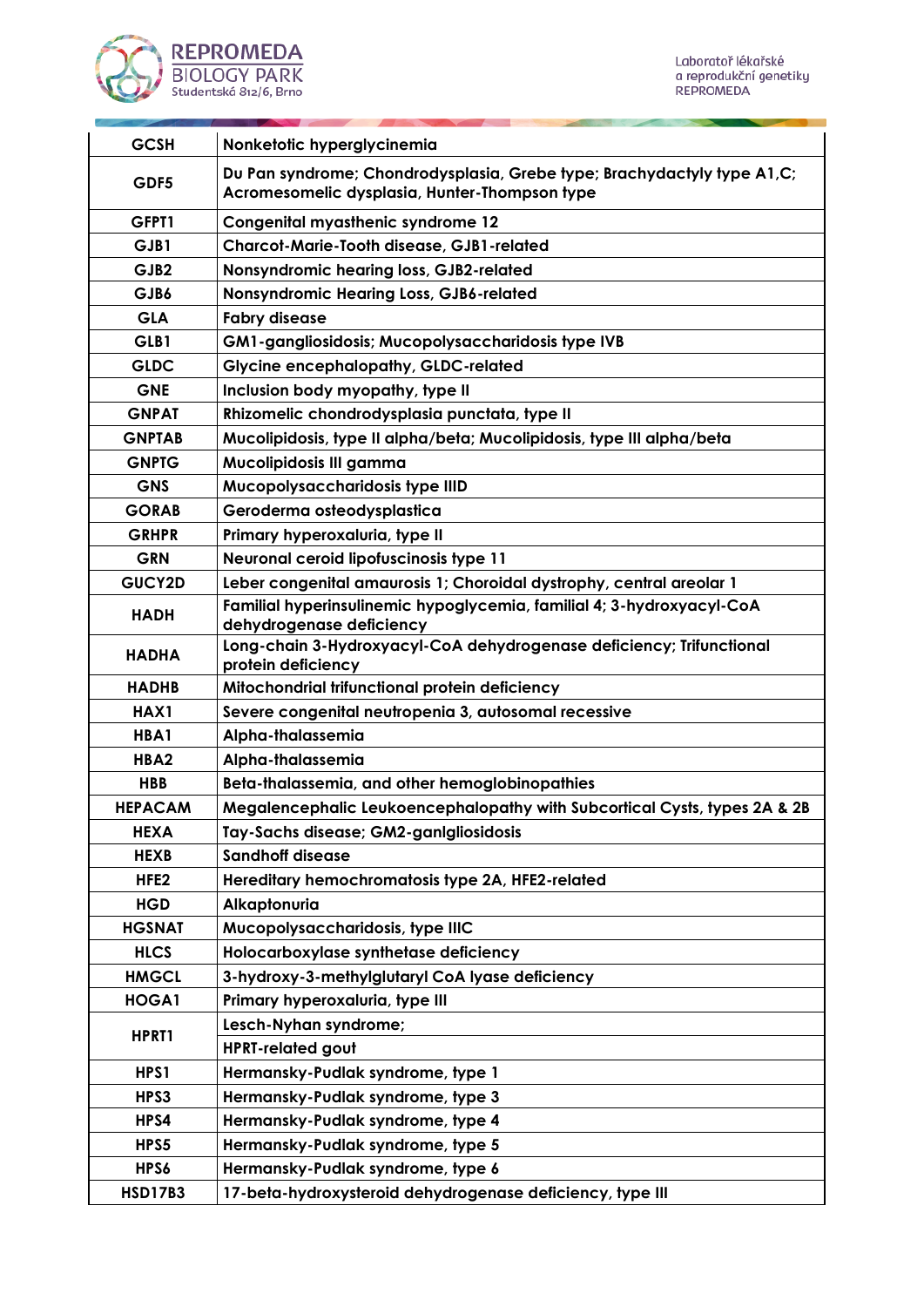| GCSH | Nonketotic hyperglycinemia |
|---|---|
| GDF5 | Du Pan syndrome; Chondrodysplasia, Grebe type; Brachydactyly type A1,C; Acromesomelic dysplasia, Hunter-Thompson type |
| GFPT1 | Congenital myasthenic syndrome 12 |
| GJB1 | Charcot-Marie-Tooth disease, GJB1-related |
| GJB2 | Nonsyndromic hearing loss, GJB2-related |
| GJB6 | Nonsyndromic Hearing Loss, GJB6-related |
| GLA | Fabry disease |
| GLB1 | GM1-gangliosidosis; Mucopolysaccharidosis type IVB |
| GLDC | Glycine encephalopathy, GLDC-related |
| GNE | Inclusion body myopathy, type II |
| GNPAT | Rhizomelic chondrodysplasia punctata, type II |
| GNPTAB | Mucolipidosis, type II alpha/beta; Mucolipidosis, type III alpha/beta |
| GNPTG | Mucolipidosis III gamma |
| GNS | Mucopolysaccharidosis type IIID |
| GORAB | Geroderma osteodysplastica |
| GRHPR | Primary hyperoxaluria, type II |
| GRN | Neuronal ceroid lipofuscinosis type 11 |
| GUCY2D | Leber congenital amaurosis 1; Choroidal dystrophy, central areolar 1 |
| HADH | Familial hyperinsulinemic hypoglycemia, familial 4; 3-hydroxyacyl-CoA dehydrogenase deficiency |
| HADHA | Long-chain 3-Hydroxyacyl-CoA dehydrogenase deficiency; Trifunctional protein deficiency |
| HADHB | Mitochondrial trifunctional protein deficiency |
| HAX1 | Severe congenital neutropenia 3, autosomal recessive |
| HBA1 | Alpha-thalassemia |
| HBA2 | Alpha-thalassemia |
| HBB | Beta-thalassemia, and other hemoglobinopathies |
| HEPACAM | Megalencephalic Leukoencephalopathy with Subcortical Cysts, types 2A & 2B |
| HEXA | Tay-Sachs disease; GM2-ganlgliosidosis |
| HEXB | Sandhoff disease |
| HFE2 | Hereditary hemochromatosis type 2A, HFE2-related |
| HGD | Alkaptonuria |
| HGSNAT | Mucopolysaccharidosis, type IIIC |
| HLCS | Holocarboxylase synthetase deficiency |
| HMGCL | 3-hydroxy-3-methylglutaryl CoA lyase deficiency |
| HOGA1 | Primary hyperoxaluria, type III |
| HPRT1 | Lesch-Nyhan syndrome; |
| | HPRT-related gout |
| HPS1 | Hermansky-Pudlak syndrome, type 1 |
| HPS3 | Hermansky-Pudlak syndrome, type 3 |
| HPS4 | Hermansky-Pudlak syndrome, type 4 |
| HPS5 | Hermansky-Pudlak syndrome, type 5 |
| HPS6 | Hermansky-Pudlak syndrome, type 6 |
| HSD17B3 | 17-beta-hydroxysteroid dehydrogenase deficiency, type III |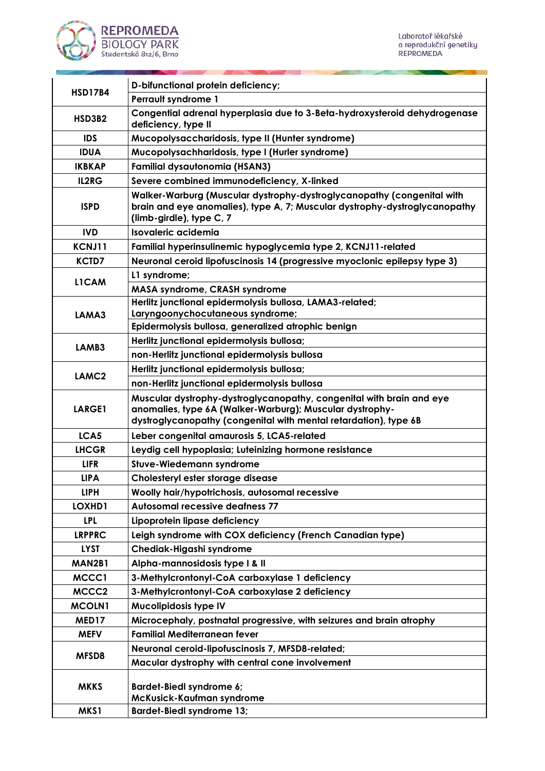| | |
|---|---|
| **HSD17B4** | **D-bifunctional protein deficiency;** |
| | **Perrault syndrome 1** |
| **HSD3B2** | **Congential adrenal hyperplasia due to 3-Beta-hydroxysteroid dehydrogenase deficiency, type II** |
| **IDS** | **Mucopolysaccharidosis, type II (Hunter syndrome)** |
| **IDUA** | **Mucopolysachharidosis, type I (Hurler syndrome)** |
| **IKBKAP** | **Familial dysautonomia (HSAN3)** |
| **IL2RG** | **Severe combined immunodeficiency, X-linked** |
| **ISPD** | **Walker-Warburg (Muscular dystrophy-dystroglycanopathy (congenital with brain and eye anomalies), type A, 7; Muscular dystrophy-dystroglycanopathy (limb-girdle), type C, 7** |
| **IVD** | **Isovaleric acidemia** |
| **KCNJ11** | **Familial hyperinsulinemic hypoglycemia type 2, KCNJ11-related** |
| **KCTD7** | **Neuronal ceroid lipofuscinosis 14 (progressive myoclonic epilepsy type 3)** |
| **L1CAM** | **L1 syndrome;** |
| | **MASA syndrome, CRASH syndrome** |
| **LAMA3** | **Herlitz junctional epidermolysis bullosa, LAMA3-related; Laryngoonychocutaneous syndrome;** |
| | **Epidermolysis bullosa, generalized atrophic benign** |
| **LAMB3** | **Herlitz junctional epidermolysis bullosa;** |
| | **non-Herlitz junctional epidermolysis bullosa** |
| **LAMC2** | **Herlitz junctional epidermolysis bullosa;** |
| | **non-Herlitz junctional epidermolysis bullosa** |
| **LARGE1** | **Muscular dystrophy-dystroglycanopathy, congenital with brain and eye anomalies, type 6A (Walker-Warburg); Muscular dystrophy-dystroglycanopathy (congenital with mental retardation), type 6B** |
| **LCA5** | **Leber congenital amaurosis 5, LCA5-related** |
| **LHCGR** | **Leydig cell hypoplasia; Luteinizing hormone resistance** |
| **LIFR** | **Stuve-Wiedemann syndrome** |
| **LIPA** | **Cholesteryl ester storage disease** |
| **LIPH** | **Woolly hair/hypotrichosis, autosomal recessive** |
| **LOXHD1** | **Autosomal recessive deafness 77** |
| **LPL** | **Lipoprotein lipase deficiency** |
| **LRPPRC** | **Leigh syndrome with COX deficiency (French Canadian type)** |
| **LYST** | **Chediak-Higashi syndrome** |
| **MAN2B1** | **Alpha-mannosidosis type I & II** |
| **MCCC1** | **3-Methylcrontonyl-CoA carboxylase 1 deficiency** |
| **MCCC2** | **3-Methylcrontonyl-CoA carboxylase 2 deficiency** |
| **MCOLN1** | **Mucolipidosis type IV** |
| **MED17** | **Microcephaly, postnatal progressive, with seizures and brain atrophy** |
| **MEFV** | **Familial Mediterranean fever** |
| **MFSD8** | **Neuronal ceroid-lipofuscinosis 7, MFSD8-related;** |
| | **Macular dystrophy with central cone involvement** |
| **MKKS** | **Bardet-Biedl syndrome 6; McKusick-Kaufman syndrome** |
| **MKS1** | **Bardet-Biedl syndrome 13;** |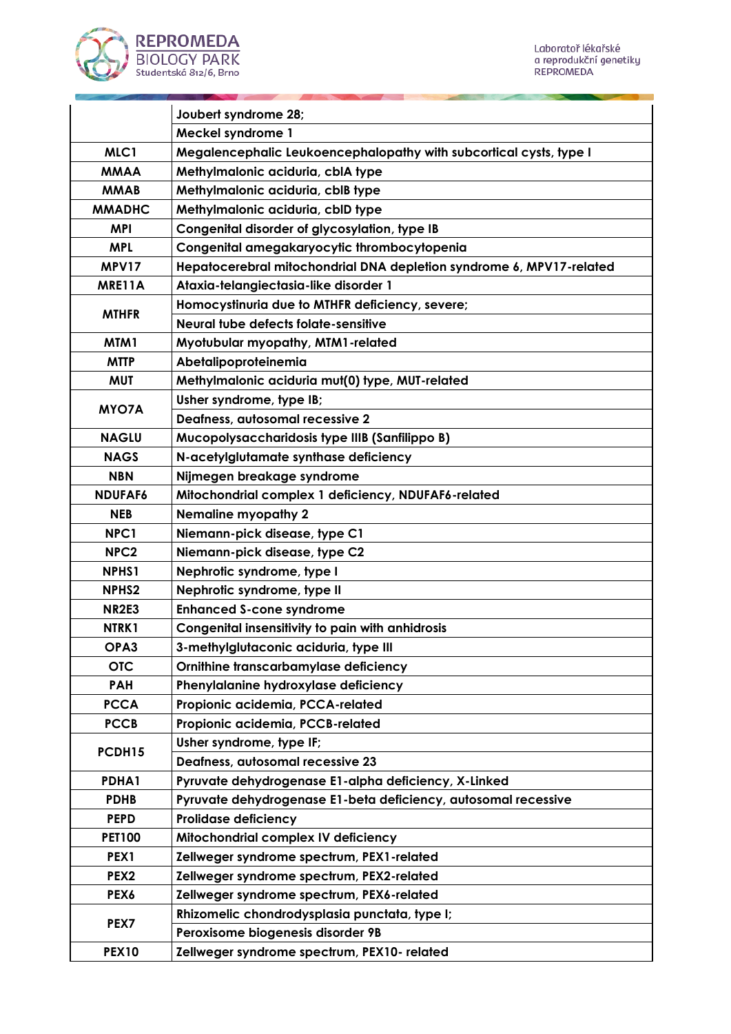| | |
|---|---|
| | Joubert syndrome 28; |
| | Meckel syndrome 1 |
| MLC1 | Megalencephalic Leukoencephalopathy with subcortical cysts, type I |
| MMAA | Methylmalonic aciduria, cblA type |
| MMAB | Methylmalonic aciduria, cblB type |
| MMADHC | Methylmalonic aciduria, cblD type |
| MPI | Congenital disorder of glycosylation, type IB |
| MPL | Congenital amegakaryocytic thrombocytopenia |
| MPV17 | Hepatocerebral mitochondrial DNA depletion syndrome 6, MPV17-related |
| MRE11A | Ataxia-telangiectasia-like disorder 1 |
| MTHFR | Homocystinuria due to MTHFR deficiency, severe; |
| | Neural tube defects folate-sensitive |
| MTM1 | Myotubular myopathy, MTM1-related |
| MTTP | Abetalipoproteinemia |
| MUT | Methylmalonic aciduria mut(0) type, MUT-related |
| MYO7A | Usher syndrome, type IB; |
| | Deafness, autosomal recessive 2 |
| NAGLU | Mucopolysaccharidosis type IIIB (Sanfilippo B) |
| NAGS | N-acetylglutamate synthase deficiency |
| NBN | Nijmegen breakage syndrome |
| NDUFAF6 | Mitochondrial complex 1 deficiency, NDUFAF6-related |
| NEB | Nemaline myopathy 2 |
| NPC1 | Niemann-pick disease, type C1 |
| NPC2 | Niemann-pick disease, type C2 |
| NPHS1 | Nephrotic syndrome, type I |
| NPHS2 | Nephrotic syndrome, type II |
| NR2E3 | Enhanced S-cone syndrome |
| NTRK1 | Congenital insensitivity to pain with anhidrosis |
| OPA3 | 3-methylglutaconic aciduria, type III |
| OTC | Ornithine transcarbamylase deficiency |
| PAH | Phenylalanine hydroxylase deficiency |
| PCCA | Propionic acidemia, PCCA-related |
| PCCB | Propionic acidemia, PCCB-related |
| PCDH15 | Usher syndrome, type IF; |
| | Deafness, autosomal recessive 23 |
| PDHA1 | Pyruvate dehydrogenase E1-alpha deficiency, X-Linked |
| PDHB | Pyruvate dehydrogenase E1-beta deficiency, autosomal recessive |
| PEPD | Prolidase deficiency |
| PET100 | Mitochondrial complex IV deficiency |
| PEX1 | Zellweger syndrome spectrum, PEX1-related |
| PEX2 | Zellweger syndrome spectrum, PEX2-related |
| PEX6 | Zellweger syndrome spectrum, PEX6-related |
| PEX7 | Rhizomelic chondrodysplasia punctata, type I; |
| | Peroxisome biogenesis disorder 9B |
| PEX10 | Zellweger syndrome spectrum, PEX10- related |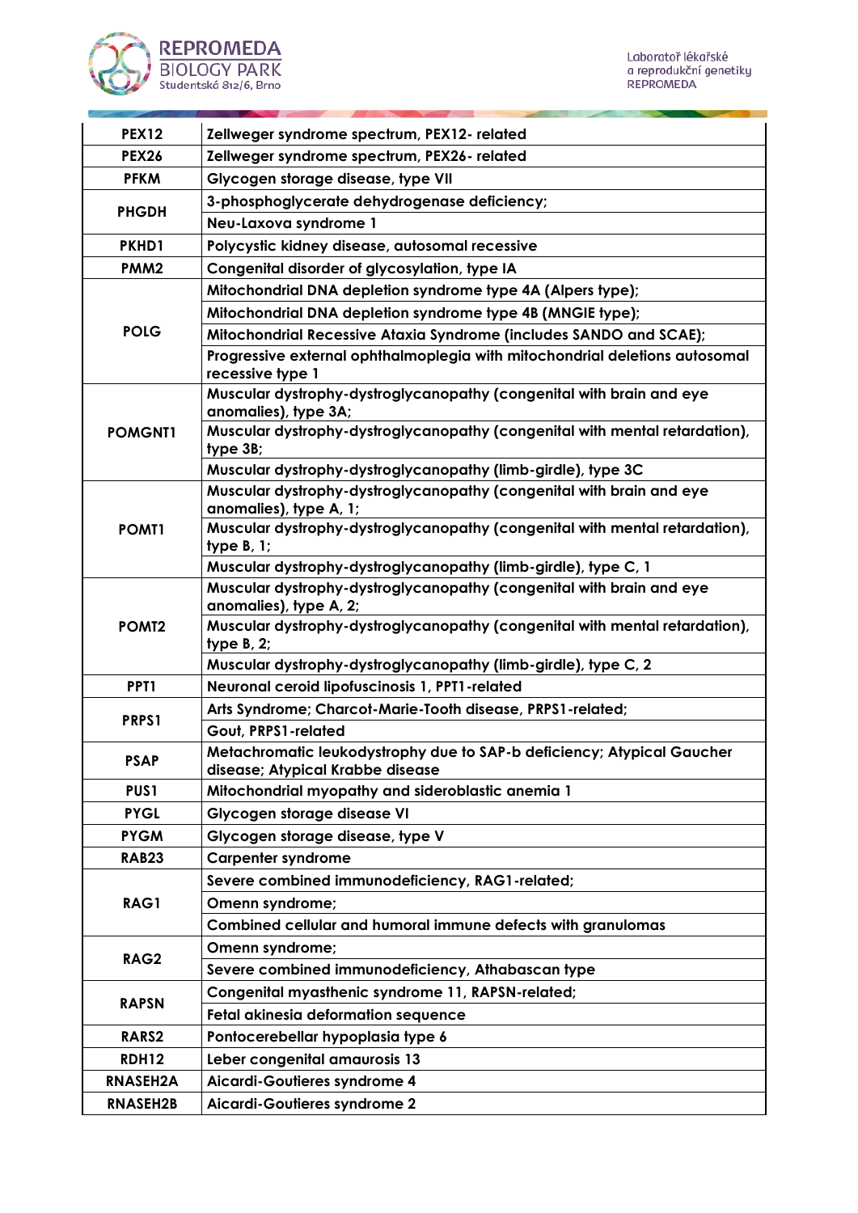| | |
|---|---|
| **PEX12** | **Zellweger syndrome spectrum, PEX12- related** |
| **PEX26** | **Zellweger syndrome spectrum, PEX26- related** |
| **PFKM** | **Glycogen storage disease, type VII** |
| **PHGDH** | **3-phosphoglycerate dehydrogenase deficiency;** |
| | **Neu-Laxova syndrome 1** |
| **PKHD1** | **Polycystic kidney disease, autosomal recessive** |
| **PMM2** | **Congenital disorder of glycosylation, type IA** |
| **POLG** | **Mitochondrial DNA depletion syndrome type 4A (Alpers type);** |
| | **Mitochondrial DNA depletion syndrome type 4B (MNGIE type);** |
| | **Mitochondrial Recessive Ataxia Syndrome (includes SANDO and SCAE);** |
| | **Progressive external ophthalmoplegia with mitochondrial deletions autosomal recessive type 1** |
| **POMGNT1** | **Muscular dystrophy-dystroglycanopathy (congenital with brain and eye anomalies), type 3A;** |
| | **Muscular dystrophy-dystroglycanopathy (congenital with mental retardation), type 3B;** |
| | **Muscular dystrophy-dystroglycanopathy (limb-girdle), type 3C** |
| **POMT1** | **Muscular dystrophy-dystroglycanopathy (congenital with brain and eye anomalies), type A, 1;** |
| | **Muscular dystrophy-dystroglycanopathy (congenital with mental retardation), type B, 1;** |
| | **Muscular dystrophy-dystroglycanopathy (limb-girdle), type C, 1** |
| **POMT2** | **Muscular dystrophy-dystroglycanopathy (congenital with brain and eye anomalies), type A, 2;** |
| | **Muscular dystrophy-dystroglycanopathy (congenital with mental retardation), type B, 2;** |
| | **Muscular dystrophy-dystroglycanopathy (limb-girdle), type C, 2** |
| **PPT1** | **Neuronal ceroid lipofuscinosis 1, PPT1-related** |
| **PRPS1** | **Arts Syndrome; Charcot-Marie-Tooth disease, PRPS1-related;** |
| | **Gout, PRPS1-related** |
| **PSAP** | **Metachromatic leukodystrophy due to SAP-b deficiency; Atypical Gaucher disease; Atypical Krabbe disease** |
| **PUS1** | **Mitochondrial myopathy and sideroblastic anemia 1** |
| **PYGL** | **Glycogen storage disease VI** |
| **PYGM** | **Glycogen storage disease, type V** |
| **RAB23** | **Carpenter syndrome** |
| **RAG1** | **Severe combined immunodeficiency, RAG1-related;** |
| | **Omenn syndrome;** |
| | **Combined cellular and humoral immune defects with granulomas** |
| **RAG2** | **Omenn syndrome;** |
| | **Severe combined immunodeficiency, Athabascan type** |
| **RAPSN** | **Congenital myasthenic syndrome 11, RAPSN-related;** |
| | **Fetal akinesia deformation sequence** |
| **RARS2** | **Pontocerebellar hypoplasia type 6** |
| **RDH12** | **Leber congenital amaurosis 13** |
| **RNASEH2A** | **Aicardi-Goutieres syndrome 4** |
| **RNASEH2B** | **Aicardi-Goutieres syndrome 2** |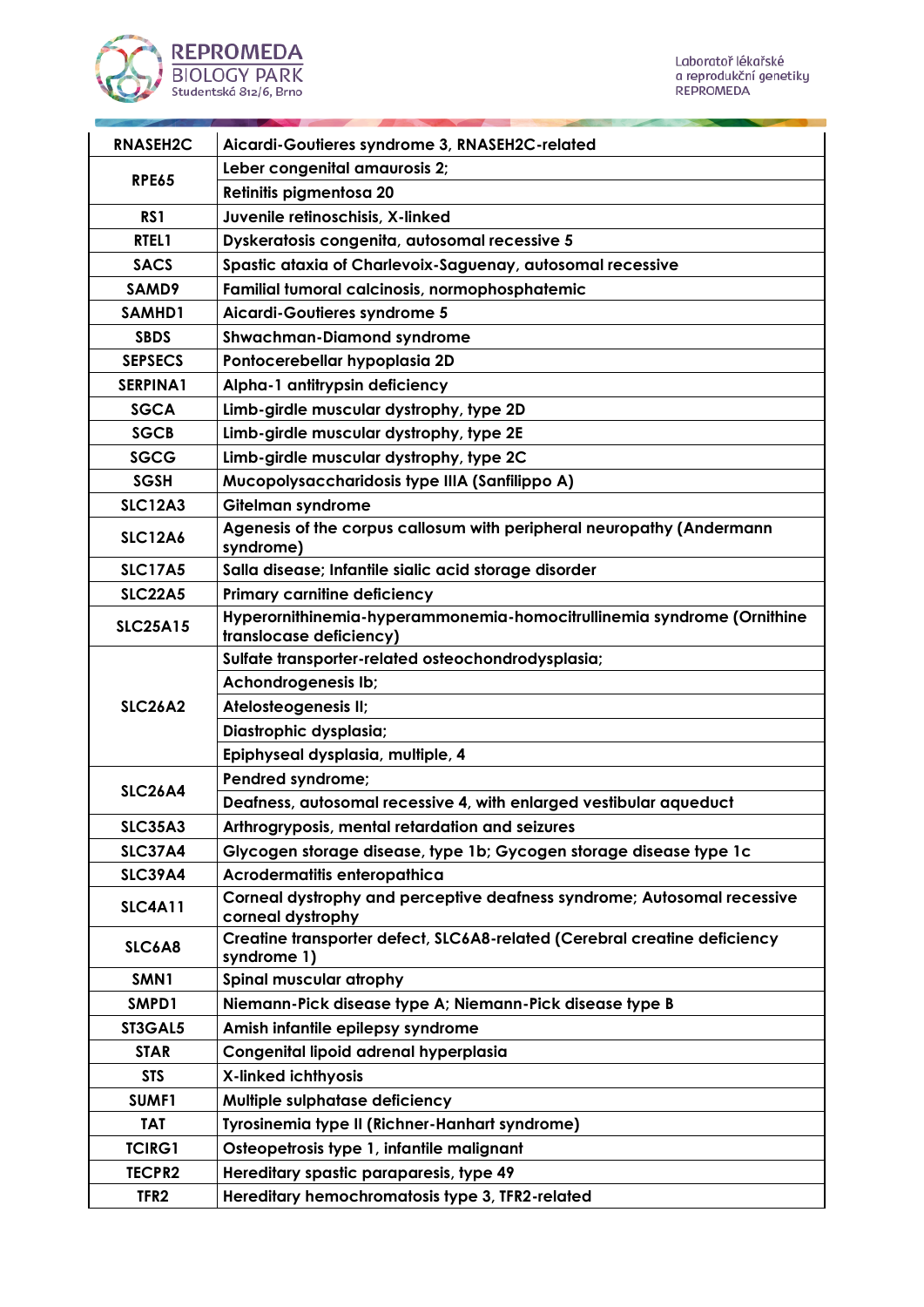| RNASEH2C | Aicardi-Goutieres syndrome 3, RNASEH2C-related |
|---|---|
| RPE65 | Leber congenital amaurosis 2; |
| | Retinitis pigmentosa 20 |
| RS1 | Juvenile retinoschisis, X-linked |
| RTEL1 | Dyskeratosis congenita, autosomal recessive 5 |
| SACS | Spastic ataxia of Charlevoix-Saguenay, autosomal recessive |
| SAMD9 | Familial tumoral calcinosis, normophosphatemic |
| SAMHD1 | Aicardi-Goutieres syndrome 5 |
| SBDS | Shwachman-Diamond syndrome |
| SEPSECS | Pontocerebellar hypoplasia 2D |
| SERPINA1 | Alpha-1 antitrypsin deficiency |
| SGCA | Limb-girdle muscular dystrophy, type 2D |
| SGCB | Limb-girdle muscular dystrophy, type 2E |
| SGCG | Limb-girdle muscular dystrophy, type 2C |
| SGSH | Mucopolysaccharidosis type IIIA (Sanfilippo A) |
| SLC12A3 | Gitelman syndrome |
| SLC12A6 | Agenesis of the corpus callosum with peripheral neuropathy (Andermann syndrome) |
| SLC17A5 | Salla disease; Infantile sialic acid storage disorder |
| SLC22A5 | Primary carnitine deficiency |
| SLC25A15 | Hyperornithinemia-hyperammonemia-homocitrullinemia syndrome (Ornithine translocase deficiency) |
| SLC26A2 | Sulfate transporter-related osteochondrodysplasia; |
| | Achondrogenesis Ib; |
| | Atelosteogenesis II; |
| | Diastrophic dysplasia; |
| | Epiphyseal dysplasia, multiple, 4 |
| SLC26A4 | Pendred syndrome; |
| | Deafness, autosomal recessive 4, with enlarged vestibular aqueduct |
| SLC35A3 | Arthrogryposis, mental retardation and seizures |
| SLC37A4 | Glycogen storage disease, type 1b; Gycogen storage disease type 1c |
| SLC39A4 | Acrodermatitis enteropathica |
| SLC4A11 | Corneal dystrophy and perceptive deafness syndrome; Autosomal recessive corneal dystrophy |
| SLC6A8 | Creatine transporter defect, SLC6A8-related (Cerebral creatine deficiency syndrome 1) |
| SMN1 | Spinal muscular atrophy |
| SMPD1 | Niemann-Pick disease type A; Niemann-Pick disease type B |
| ST3GAL5 | Amish infantile epilepsy syndrome |
| STAR | Congenital lipoid adrenal hyperplasia |
| STS | X-linked ichthyosis |
| SUMF1 | Multiple sulphatase deficiency |
| TAT | Tyrosinemia type II (Richner-Hanhart syndrome) |
| TCIRG1 | Osteopetrosis type 1, infantile malignant |
| TECPR2 | Hereditary spastic paraparesis, type 49 |
| TFR2 | Hereditary hemochromatosis type 3, TFR2-related |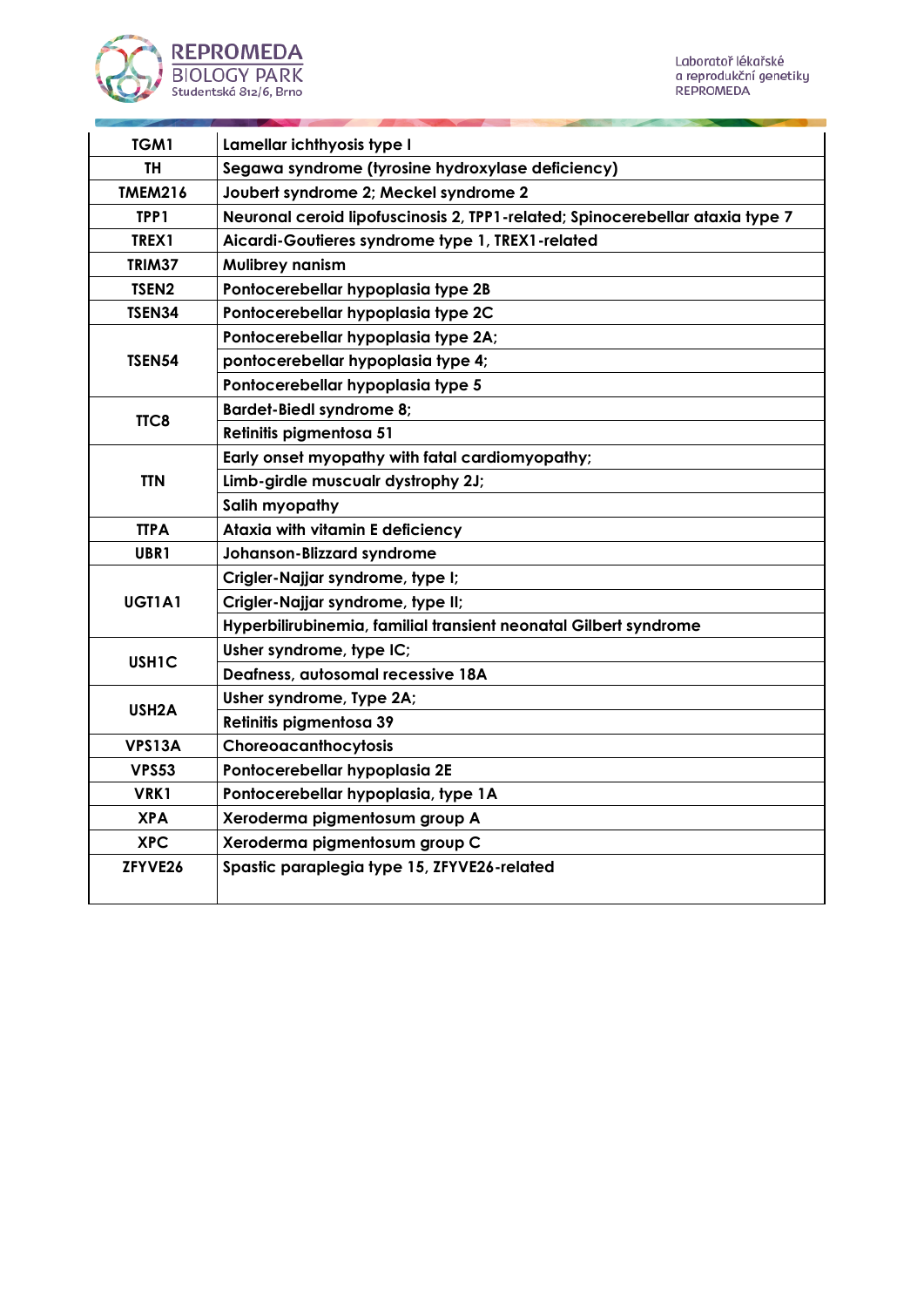| | |
|---|---|
| **TGM1** | **Lamellar ichthyosis type I** |
| **TH** | **Segawa syndrome (tyrosine hydroxylase deficiency)** |
| **TMEM216** | **Joubert syndrome 2; Meckel syndrome 2** |
| **TPP1** | **Neuronal ceroid lipofuscinosis 2, TPP1-related; Spinocerebellar ataxia type 7** |
| **TREX1** | **Aicardi-Goutieres syndrome type 1, TREX1-related** |
| **TRIM37** | **Mulibrey nanism** |
| **TSEN2** | **Pontocerebellar hypoplasia type 2B** |
| **TSEN34** | **Pontocerebellar hypoplasia type 2C** |
| **TSEN54** | **Pontocerebellar hypoplasia type 2A;** |
| | **pontocerebellar hypoplasia type 4;** |
| | **Pontocerebellar hypoplasia type 5** |
| **TTC8** | **Bardet-Biedl syndrome 8;** |
| | **Retinitis pigmentosa 51** |
| **TTN** | **Early onset myopathy with fatal cardiomyopathy;** |
| | **Limb-girdle muscualr dystrophy 2J;** |
| | **Salih myopathy** |
| **TTPA** | **Ataxia with vitamin E deficiency** |
| **UBR1** | **Johanson-Blizzard syndrome** |
| **UGT1A1** | **Crigler-Najjar syndrome, type I;** |
| | **Crigler-Najjar syndrome, type II;** |
| | **Hyperbilirubinemia, familial transient neonatal Gilbert syndrome** |
| **USH1C** | **Usher syndrome, type IC;** |
| | **Deafness, autosomal recessive 18A** |
| **USH2A** | **Usher syndrome, Type 2A;** |
| | **Retinitis pigmentosa 39** |
| **VPS13A** | **Choreoacanthocytosis** |
| **VPS53** | **Pontocerebellar hypoplasia 2E** |
| **VRK1** | **Pontocerebellar hypoplasia, type 1A** |
| **XPA** | **Xeroderma pigmentosum group A** |
| **XPC** | **Xeroderma pigmentosum group C** |
| **ZFYVE26** | **Spastic paraplegia type 15, ZFYVE26-related** |